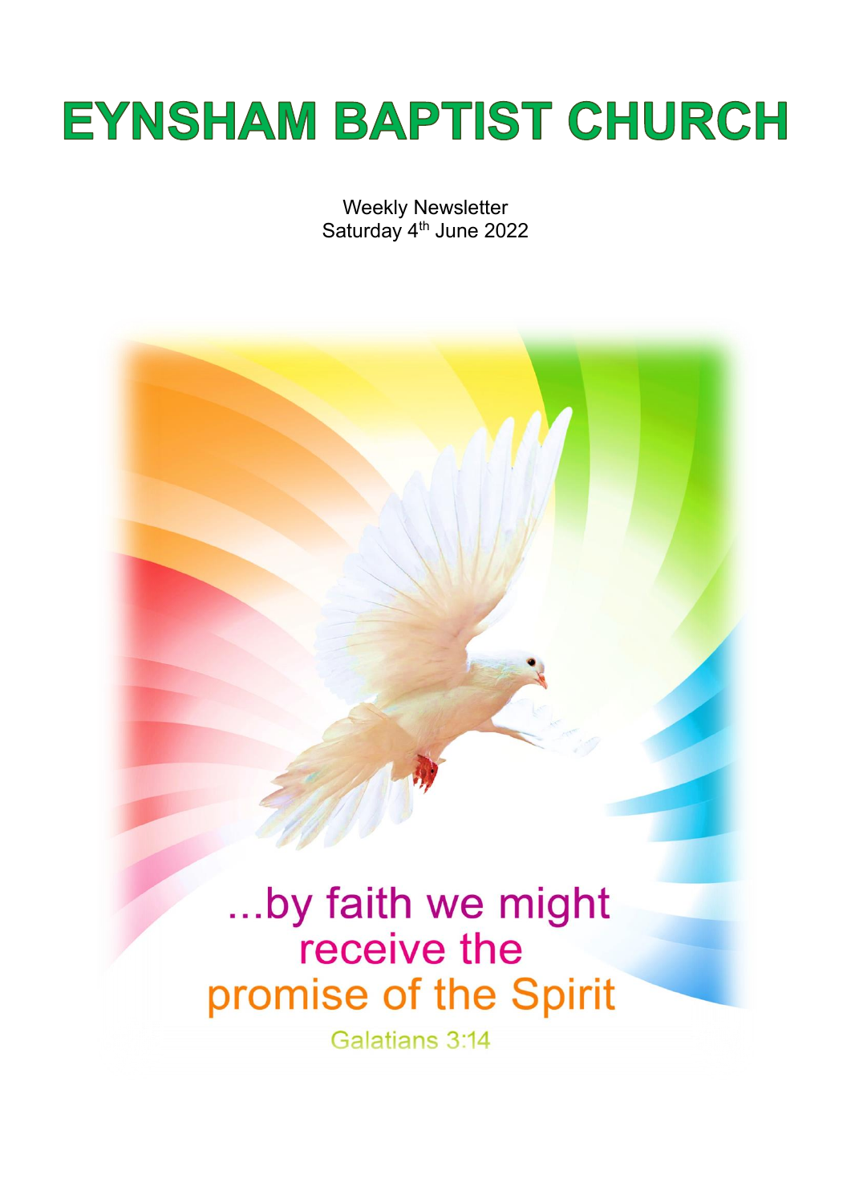# EYNSHAM BAPTIST CHURCH

Weekly Newsletter
Saturday 4th June 2022

...by faith we might receive the promise of the Spirit

Galatians 3:14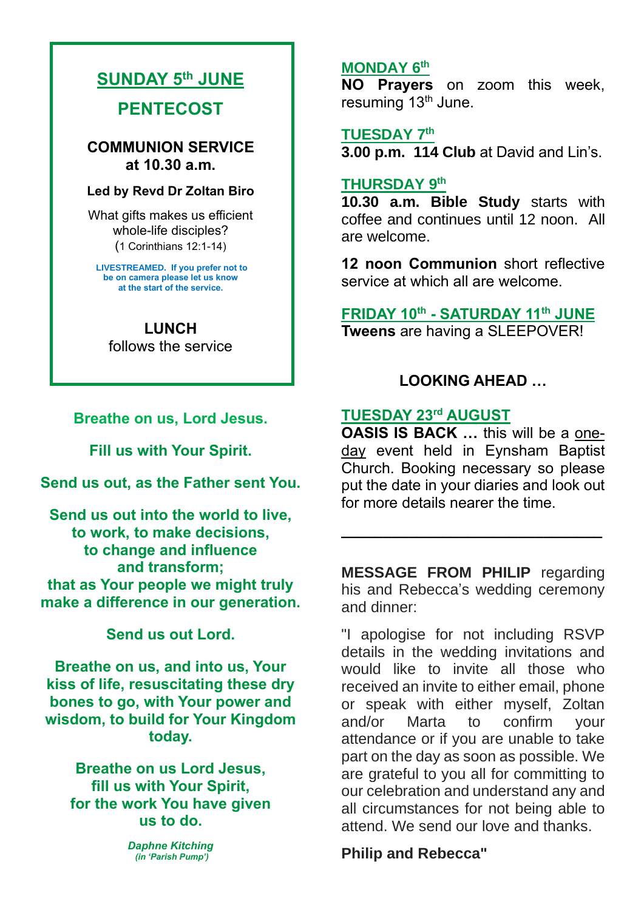## SUNDAY 5th JUNE

## PENTECOST

**COMMUNION SERVICE at 10.30 a.m.**

**Led by Revd Dr Zoltan Biro**

What gifts makes us efficient whole-life disciples?
(1 Corinthians 12:1-14)

**LIVESTREAMED. If you prefer not to be on camera please let us know at the start of the service.**

**LUNCH**
follows the service

**Breathe on us, Lord Jesus.**

**Fill us with Your Spirit.**

**Send us out, as the Father sent You.**

**Send us out into the world to live, to work, to make decisions, to change and influence and transform; that as Your people we might truly make a difference in our generation.**

**Send us out Lord.**

**Breathe on us, and into us, Your kiss of life, resuscitating these dry bones to go, with Your power and wisdom, to build for Your Kingdom today.**

**Breathe on us Lord Jesus, fill us with Your Spirit, for the work You have given us to do.**

***Daphne Kitching***
*(in 'Parish Pump')*

### MONDAY 6th

**NO Prayers** on zoom this week, resuming 13th June.

### TUESDAY 7th

**3.00 p.m. 114 Club** at David and Lin's.

### THURSDAY 9th

**10.30 a.m. Bible Study** starts with coffee and continues until 12 noon. All are welcome.

**12 noon Communion** short reflective service at which all are welcome.

### FRIDAY 10th - SATURDAY 11th JUNE

**Tweens** are having a SLEEPOVER!

## LOOKING AHEAD …

### TUESDAY 23rd AUGUST

**OASIS IS BACK …** this will be a one-day event held in Eynsham Baptist Church. Booking necessary so please put the date in your diaries and look out for more details nearer the time.

---

**MESSAGE FROM PHILIP** regarding his and Rebecca's wedding ceremony and dinner:

"I apologise for not including RSVP details in the wedding invitations and would like to invite all those who received an invite to either email, phone or speak with either myself, Zoltan and/or Marta to confirm your attendance or if you are unable to take part on the day as soon as possible. We are grateful to you all for committing to our celebration and understand any and all circumstances for not being able to attend. We send our love and thanks.

**Philip and Rebecca"**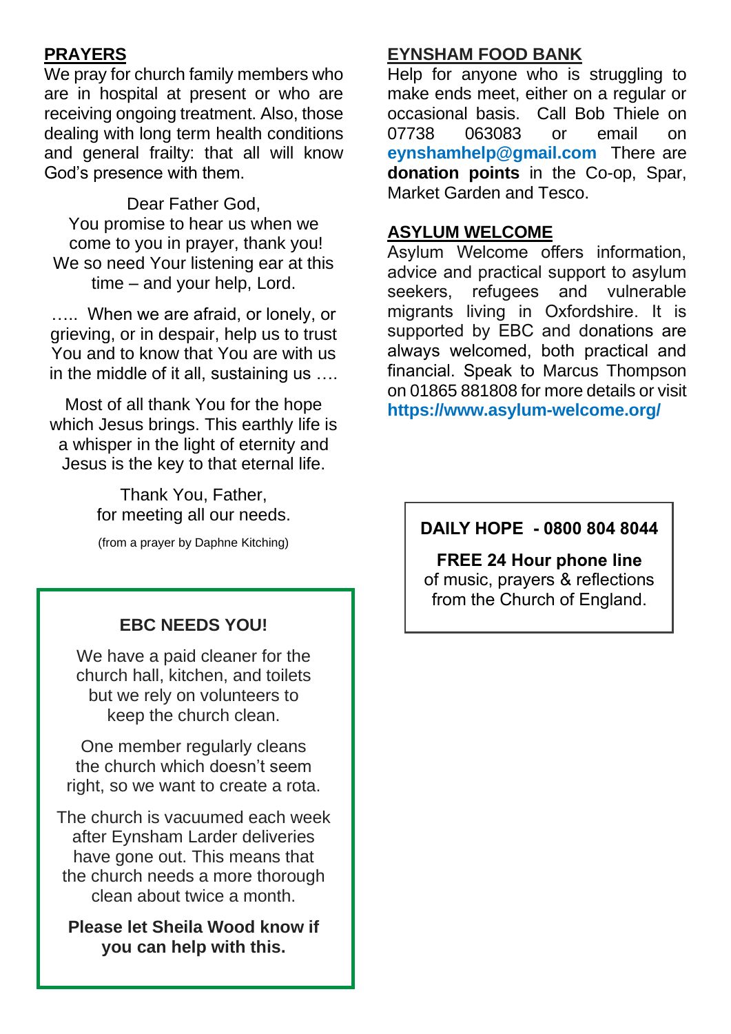## PRAYERS

We pray for church family members who are in hospital at present or who are receiving ongoing treatment. Also, those dealing with long term health conditions and general frailty: that all will know God's presence with them.

Dear Father God,
You promise to hear us when we come to you in prayer, thank you!
We so need Your listening ear at this time – and your help, Lord.

….. When we are afraid, or lonely, or grieving, or in despair, help us to trust You and to know that You are with us in the middle of it all, sustaining us ….

Most of all thank You for the hope which Jesus brings. This earthly life is a whisper in the light of eternity and Jesus is the key to that eternal life.

Thank You, Father,
for meeting all our needs.

(from a prayer by Daphne Kitching)

**EBC NEEDS YOU!**

We have a paid cleaner for the church hall, kitchen, and toilets but we rely on volunteers to keep the church clean.

One member regularly cleans the church which doesn't seem right, so we want to create a rota.

The church is vacuumed each week after Eynsham Larder deliveries have gone out. This means that the church needs a more thorough clean about twice a month.

**Please let Sheila Wood know if you can help with this.**

## EYNSHAM FOOD BANK

Help for anyone who is struggling to make ends meet, either on a regular or occasional basis. Call Bob Thiele on 07738 063083 or email on **eynshamhelp@gmail.com** There are **donation points** in the Co-op, Spar, Market Garden and Tesco.

## ASYLUM WELCOME

Asylum Welcome offers information, advice and practical support to asylum seekers, refugees and vulnerable migrants living in Oxfordshire. It is supported by EBC and donations are always welcomed, both practical and financial. Speak to Marcus Thompson on 01865 881808 for more details or visit **https://www.asylum-welcome.org/**

**DAILY HOPE - 0800 804 8044**

**FREE 24 Hour phone line**
of music, prayers & reflections from the Church of England.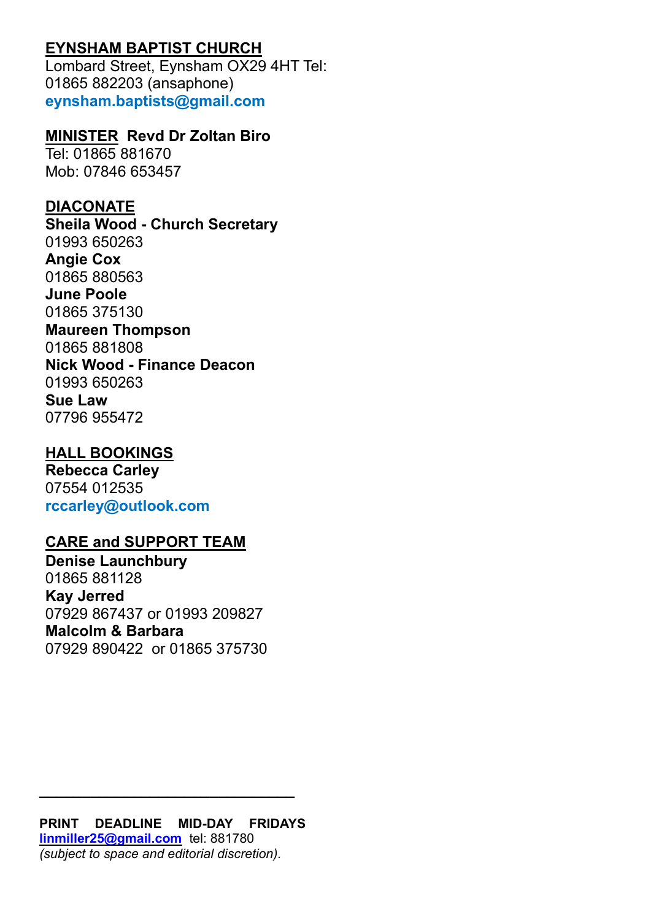**EYNSHAM BAPTIST CHURCH**
Lombard Street, Eynsham OX29 4HT Tel: 01865 882203 (ansaphone)
**eynsham.baptists@gmail.com**

**MINISTER Revd Dr Zoltan Biro**
Tel: 01865 881670
Mob: 07846 653457

**DIACONATE**
**Sheila Wood - Church Secretary**
01993 650263
**Angie Cox**
01865 880563
**June Poole**
01865 375130
**Maureen Thompson**
01865 881808
**Nick Wood - Finance Deacon**
01993 650263
**Sue Law**
07796 955472

**HALL BOOKINGS**
**Rebecca Carley**
07554 012535
**rccarley@outlook.com**

**CARE and SUPPORT TEAM**
**Denise Launchbury**
01865 881128
**Kay Jerred**
07929 867437 or 01993 209827
**Malcolm & Barbara**
07929 890422 or 01865 375730

---

**PRINT DEADLINE MID-DAY FRIDAYS**
**linmiller25@gmail.com** tel: 881780
*(subject to space and editorial discretion).*